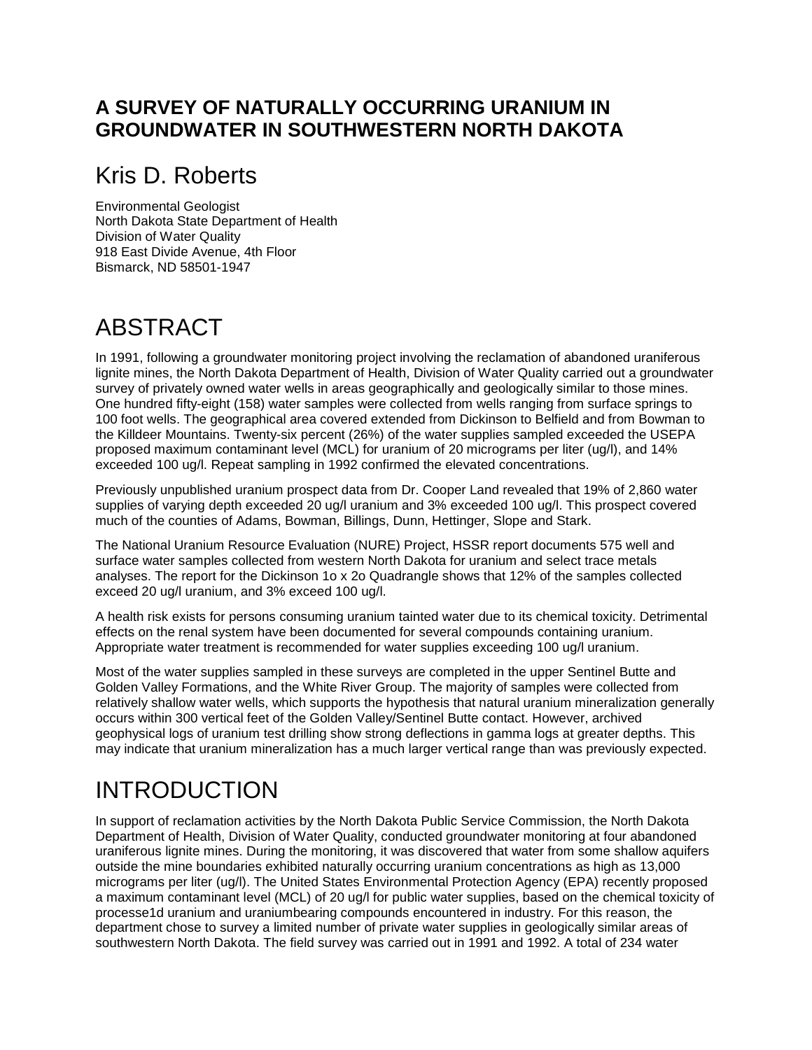# A SURVEY OF NATURALLY OCCURRING URANIUM IN GROUNDWATER IN SOUTHWESTERN NORTH DAKOTA

## Kris D. Roberts

Environmental Geologist
North Dakota State Department of Health
Division of Water Quality
918 East Divide Avenue, 4th Floor
Bismarck, ND 58501-1947

# ABSTRACT

In 1991, following a groundwater monitoring project involving the reclamation of abandoned uraniferous lignite mines, the North Dakota Department of Health, Division of Water Quality carried out a groundwater survey of privately owned water wells in areas geographically and geologically similar to those mines. One hundred fifty-eight (158) water samples were collected from wells ranging from surface springs to 100 foot wells. The geographical area covered extended from Dickinson to Belfield and from Bowman to the Killdeer Mountains. Twenty-six percent (26%) of the water supplies sampled exceeded the USEPA proposed maximum contaminant level (MCL) for uranium of 20 micrograms per liter (ug/l), and 14% exceeded 100 ug/l. Repeat sampling in 1992 confirmed the elevated concentrations.

Previously unpublished uranium prospect data from Dr. Cooper Land revealed that 19% of 2,860 water supplies of varying depth exceeded 20 ug/l uranium and 3% exceeded 100 ug/l. This prospect covered much of the counties of Adams, Bowman, Billings, Dunn, Hettinger, Slope and Stark.

The National Uranium Resource Evaluation (NURE) Project, HSSR report documents 575 well and surface water samples collected from western North Dakota for uranium and select trace metals analyses. The report for the Dickinson 1o x 2o Quadrangle shows that 12% of the samples collected exceed 20 ug/l uranium, and 3% exceed 100 ug/l.

A health risk exists for persons consuming uranium tainted water due to its chemical toxicity. Detrimental effects on the renal system have been documented for several compounds containing uranium. Appropriate water treatment is recommended for water supplies exceeding 100 ug/l uranium.

Most of the water supplies sampled in these surveys are completed in the upper Sentinel Butte and Golden Valley Formations, and the White River Group. The majority of samples were collected from relatively shallow water wells, which supports the hypothesis that natural uranium mineralization generally occurs within 300 vertical feet of the Golden Valley/Sentinel Butte contact. However, archived geophysical logs of uranium test drilling show strong deflections in gamma logs at greater depths. This may indicate that uranium mineralization has a much larger vertical range than was previously expected.

# INTRODUCTION

In support of reclamation activities by the North Dakota Public Service Commission, the North Dakota Department of Health, Division of Water Quality, conducted groundwater monitoring at four abandoned uraniferous lignite mines. During the monitoring, it was discovered that water from some shallow aquifers outside the mine boundaries exhibited naturally occurring uranium concentrations as high as 13,000 micrograms per liter (ug/l). The United States Environmental Protection Agency (EPA) recently proposed a maximum contaminant level (MCL) of 20 ug/l for public water supplies, based on the chemical toxicity of processe1d uranium and uraniumbearing compounds encountered in industry. For this reason, the department chose to survey a limited number of private water supplies in geologically similar areas of southwestern North Dakota. The field survey was carried out in 1991 and 1992. A total of 234 water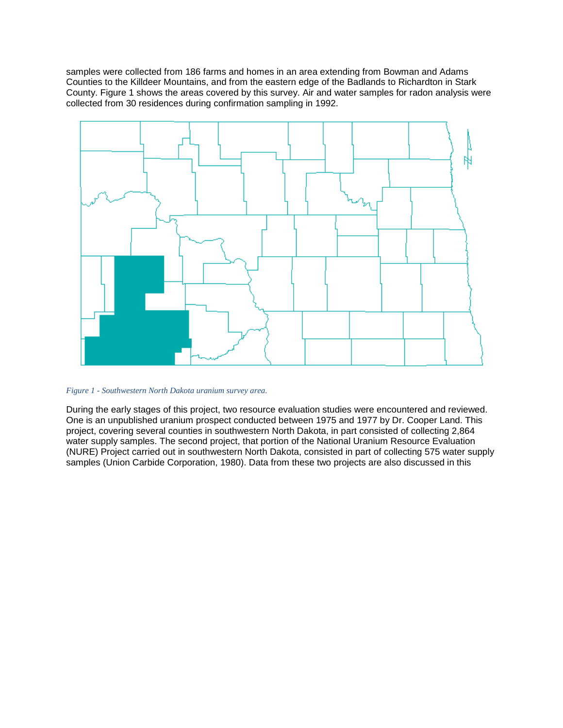samples were collected from 186 farms and homes in an area extending from Bowman and Adams Counties to the Killdeer Mountains, and from the eastern edge of the Badlands to Richardton in Stark County. Figure 1 shows the areas covered by this survey. Air and water samples for radon analysis were collected from 30 residences during confirmation sampling in 1992.

*Figure 1 - Southwestern North Dakota uranium survey area.*

During the early stages of this project, two resource evaluation studies were encountered and reviewed. One is an unpublished uranium prospect conducted between 1975 and 1977 by Dr. Cooper Land. This project, covering several counties in southwestern North Dakota, in part consisted of collecting 2,864 water supply samples. The second project, that portion of the National Uranium Resource Evaluation (NURE) Project carried out in southwestern North Dakota, consisted in part of collecting 575 water supply samples (Union Carbide Corporation, 1980). Data from these two projects are also discussed in this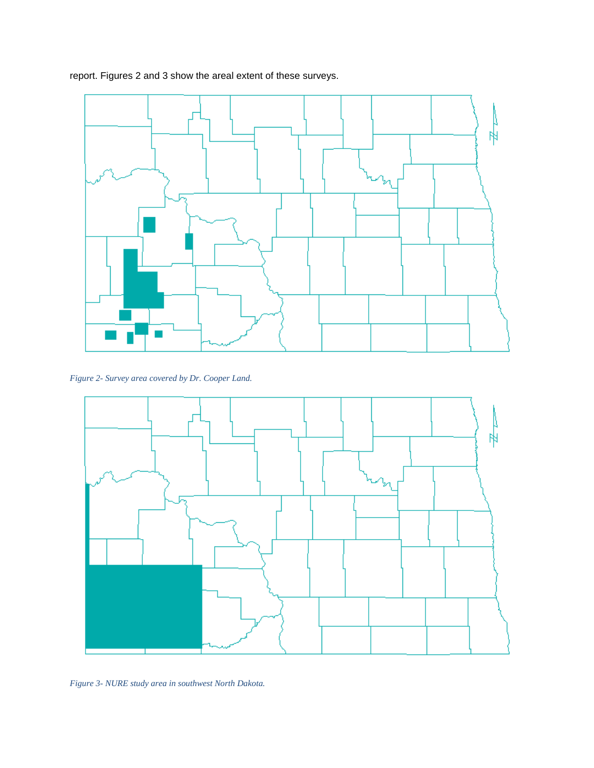report. Figures 2 and 3 show the areal extent of these surveys.

*Figure 2- Survey area covered by Dr. Cooper Land.*

*Figure 3- NURE study area in southwest North Dakota.*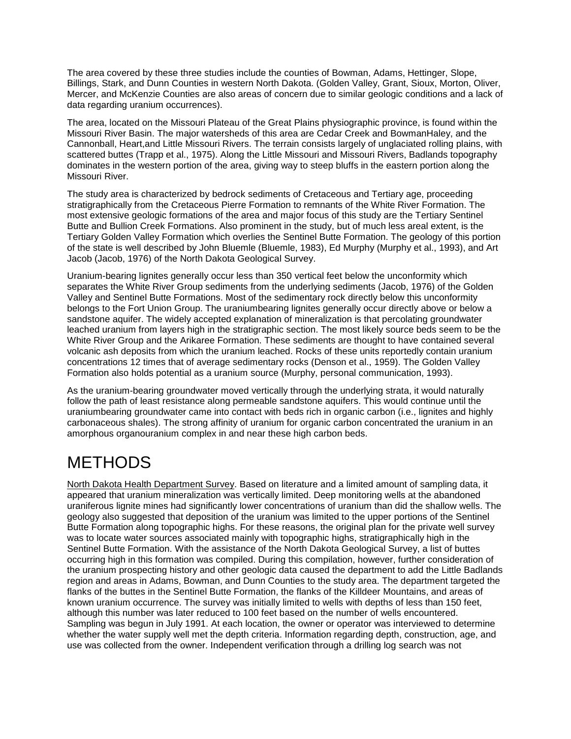The area covered by these three studies include the counties of Bowman, Adams, Hettinger, Slope, Billings, Stark, and Dunn Counties in western North Dakota. (Golden Valley, Grant, Sioux, Morton, Oliver, Mercer, and McKenzie Counties are also areas of concern due to similar geologic conditions and a lack of data regarding uranium occurrences).

The area, located on the Missouri Plateau of the Great Plains physiographic province, is found within the Missouri River Basin. The major watersheds of this area are Cedar Creek and BowmanHaley, and the Cannonball, Heart,and Little Missouri Rivers. The terrain consists largely of unglaciated rolling plains, with scattered buttes (Trapp et al., 1975). Along the Little Missouri and Missouri Rivers, Badlands topography dominates in the western portion of the area, giving way to steep bluffs in the eastern portion along the Missouri River.

The study area is characterized by bedrock sediments of Cretaceous and Tertiary age, proceeding stratigraphically from the Cretaceous Pierre Formation to remnants of the White River Formation. The most extensive geologic formations of the area and major focus of this study are the Tertiary Sentinel Butte and Bullion Creek Formations. Also prominent in the study, but of much less areal extent, is the Tertiary Golden Valley Formation which overlies the Sentinel Butte Formation. The geology of this portion of the state is well described by John Bluemle (Bluemle, 1983), Ed Murphy (Murphy et al., 1993), and Art Jacob (Jacob, 1976) of the North Dakota Geological Survey.

Uranium-bearing lignites generally occur less than 350 vertical feet below the unconformity which separates the White River Group sediments from the underlying sediments (Jacob, 1976) of the Golden Valley and Sentinel Butte Formations. Most of the sedimentary rock directly below this unconformity belongs to the Fort Union Group. The uraniumbearing lignites generally occur directly above or below a sandstone aquifer. The widely accepted explanation of mineralization is that percolating groundwater leached uranium from layers high in the stratigraphic section. The most likely source beds seem to be the White River Group and the Arikaree Formation. These sediments are thought to have contained several volcanic ash deposits from which the uranium leached. Rocks of these units reportedly contain uranium concentrations 12 times that of average sedimentary rocks (Denson et al., 1959). The Golden Valley Formation also holds potential as a uranium source (Murphy, personal communication, 1993).

As the uranium-bearing groundwater moved vertically through the underlying strata, it would naturally follow the path of least resistance along permeable sandstone aquifers. This would continue until the uraniumbearing groundwater came into contact with beds rich in organic carbon (i.e., lignites and highly carbonaceous shales). The strong affinity of uranium for organic carbon concentrated the uranium in an amorphous organouranium complex in and near these high carbon beds.

# METHODS

North Dakota Health Department Survey. Based on literature and a limited amount of sampling data, it appeared that uranium mineralization was vertically limited. Deep monitoring wells at the abandoned uraniferous lignite mines had significantly lower concentrations of uranium than did the shallow wells. The geology also suggested that deposition of the uranium was limited to the upper portions of the Sentinel Butte Formation along topographic highs. For these reasons, the original plan for the private well survey was to locate water sources associated mainly with topographic highs, stratigraphically high in the Sentinel Butte Formation. With the assistance of the North Dakota Geological Survey, a list of buttes occurring high in this formation was compiled. During this compilation, however, further consideration of the uranium prospecting history and other geologic data caused the department to add the Little Badlands region and areas in Adams, Bowman, and Dunn Counties to the study area. The department targeted the flanks of the buttes in the Sentinel Butte Formation, the flanks of the Killdeer Mountains, and areas of known uranium occurrence. The survey was initially limited to wells with depths of less than 150 feet, although this number was later reduced to 100 feet based on the number of wells encountered. Sampling was begun in July 1991. At each location, the owner or operator was interviewed to determine whether the water supply well met the depth criteria. Information regarding depth, construction, age, and use was collected from the owner. Independent verification through a drilling log search was not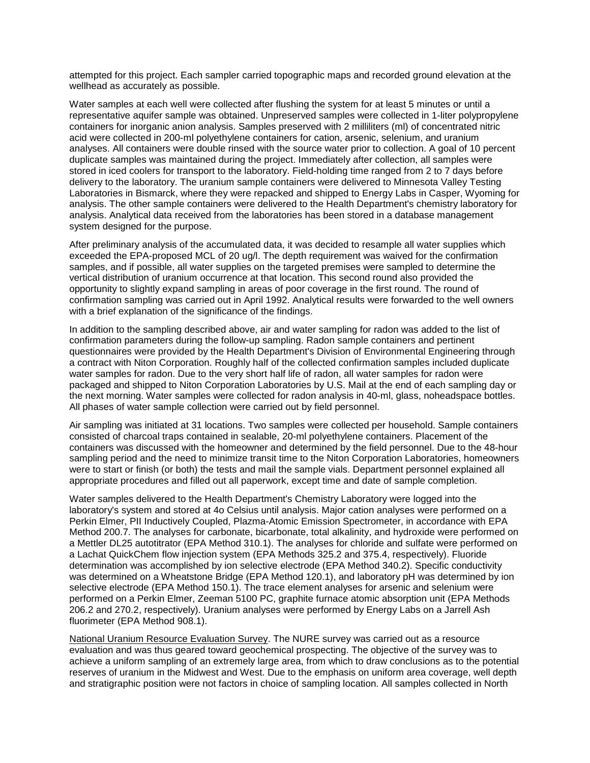attempted for this project. Each sampler carried topographic maps and recorded ground elevation at the wellhead as accurately as possible.

Water samples at each well were collected after flushing the system for at least 5 minutes or until a representative aquifer sample was obtained. Unpreserved samples were collected in 1-liter polypropylene containers for inorganic anion analysis. Samples preserved with 2 milliliters (ml) of concentrated nitric acid were collected in 200-ml polyethylene containers for cation, arsenic, selenium, and uranium analyses. All containers were double rinsed with the source water prior to collection. A goal of 10 percent duplicate samples was maintained during the project. Immediately after collection, all samples were stored in iced coolers for transport to the laboratory. Field-holding time ranged from 2 to 7 days before delivery to the laboratory. The uranium sample containers were delivered to Minnesota Valley Testing Laboratories in Bismarck, where they were repacked and shipped to Energy Labs in Casper, Wyoming for analysis. The other sample containers were delivered to the Health Department's chemistry laboratory for analysis. Analytical data received from the laboratories has been stored in a database management system designed for the purpose.

After preliminary analysis of the accumulated data, it was decided to resample all water supplies which exceeded the EPA-proposed MCL of 20 ug/l. The depth requirement was waived for the confirmation samples, and if possible, all water supplies on the targeted premises were sampled to determine the vertical distribution of uranium occurrence at that location. This second round also provided the opportunity to slightly expand sampling in areas of poor coverage in the first round. The round of confirmation sampling was carried out in April 1992. Analytical results were forwarded to the well owners with a brief explanation of the significance of the findings.

In addition to the sampling described above, air and water sampling for radon was added to the list of confirmation parameters during the follow-up sampling. Radon sample containers and pertinent questionnaires were provided by the Health Department's Division of Environmental Engineering through a contract with Niton Corporation. Roughly half of the collected confirmation samples included duplicate water samples for radon. Due to the very short half life of radon, all water samples for radon were packaged and shipped to Niton Corporation Laboratories by U.S. Mail at the end of each sampling day or the next morning. Water samples were collected for radon analysis in 40-ml, glass, noheadspace bottles. All phases of water sample collection were carried out by field personnel.

Air sampling was initiated at 31 locations. Two samples were collected per household. Sample containers consisted of charcoal traps contained in sealable, 20-ml polyethylene containers. Placement of the containers was discussed with the homeowner and determined by the field personnel. Due to the 48-hour sampling period and the need to minimize transit time to the Niton Corporation Laboratories, homeowners were to start or finish (or both) the tests and mail the sample vials. Department personnel explained all appropriate procedures and filled out all paperwork, except time and date of sample completion.

Water samples delivered to the Health Department's Chemistry Laboratory were logged into the laboratory's system and stored at 4o Celsius until analysis. Major cation analyses were performed on a Perkin Elmer, PII Inductively Coupled, Plazma-Atomic Emission Spectrometer, in accordance with EPA Method 200.7. The analyses for carbonate, bicarbonate, total alkalinity, and hydroxide were performed on a Mettler DL25 autotitrator (EPA Method 310.1). The analyses for chloride and sulfate were performed on a Lachat QuickChem flow injection system (EPA Methods 325.2 and 375.4, respectively). Fluoride determination was accomplished by ion selective electrode (EPA Method 340.2). Specific conductivity was determined on a Wheatstone Bridge (EPA Method 120.1), and laboratory pH was determined by ion selective electrode (EPA Method 150.1). The trace element analyses for arsenic and selenium were performed on a Perkin Elmer, Zeeman 5100 PC, graphite furnace atomic absorption unit (EPA Methods 206.2 and 270.2, respectively). Uranium analyses were performed by Energy Labs on a Jarrell Ash fluorimeter (EPA Method 908.1).

National Uranium Resource Evaluation Survey. The NURE survey was carried out as a resource evaluation and was thus geared toward geochemical prospecting. The objective of the survey was to achieve a uniform sampling of an extremely large area, from which to draw conclusions as to the potential reserves of uranium in the Midwest and West. Due to the emphasis on uniform area coverage, well depth and stratigraphic position were not factors in choice of sampling location. All samples collected in North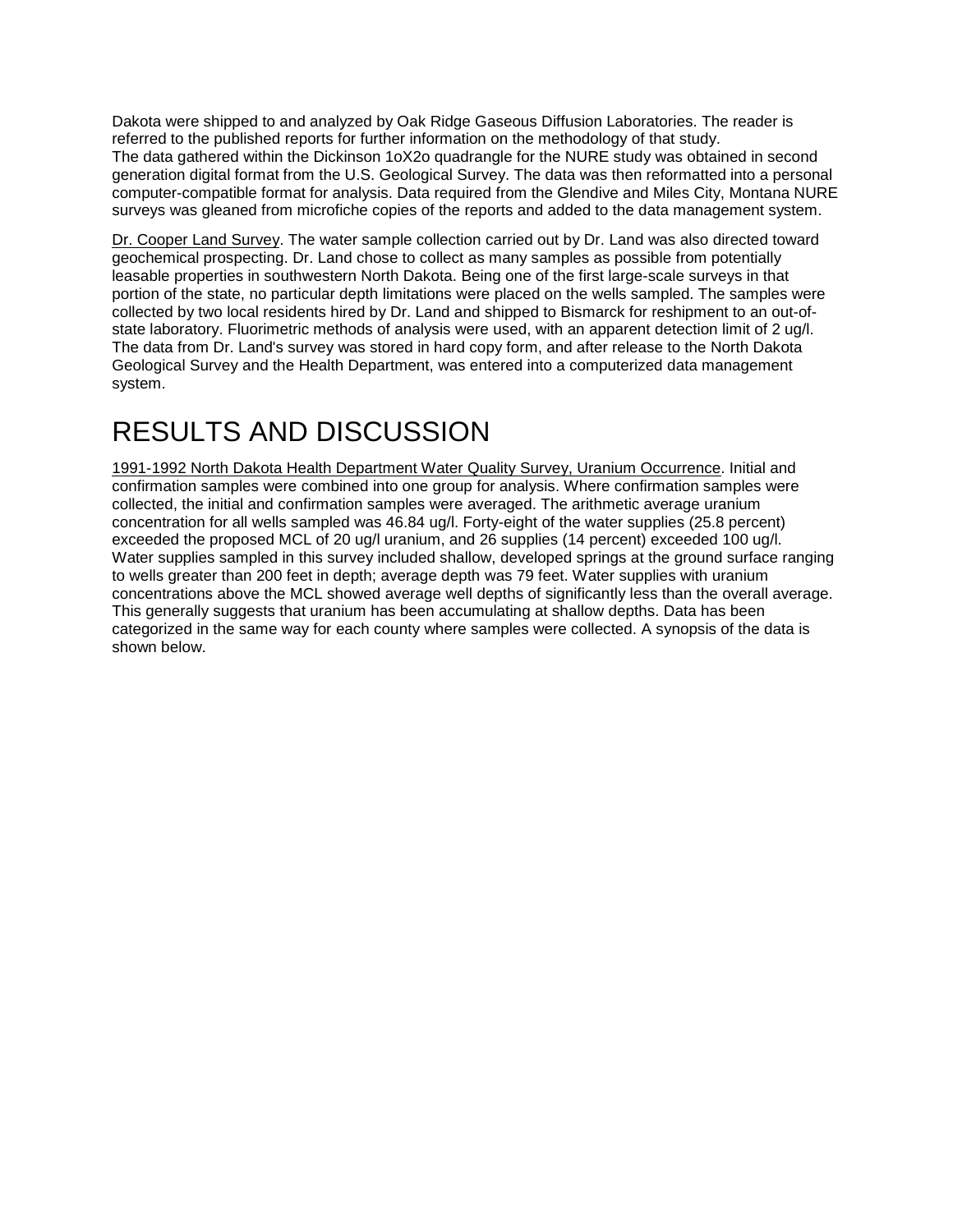Dakota were shipped to and analyzed by Oak Ridge Gaseous Diffusion Laboratories. The reader is referred to the published reports for further information on the methodology of that study.
The data gathered within the Dickinson 1oX2o quadrangle for the NURE study was obtained in second generation digital format from the U.S. Geological Survey. The data was then reformatted into a personal computer-compatible format for analysis. Data required from the Glendive and Miles City, Montana NURE surveys was gleaned from microfiche copies of the reports and added to the data management system.

Dr. Cooper Land Survey. The water sample collection carried out by Dr. Land was also directed toward geochemical prospecting. Dr. Land chose to collect as many samples as possible from potentially leasable properties in southwestern North Dakota. Being one of the first large-scale surveys in that portion of the state, no particular depth limitations were placed on the wells sampled. The samples were collected by two local residents hired by Dr. Land and shipped to Bismarck for reshipment to an out-of-state laboratory. Fluorimetric methods of analysis were used, with an apparent detection limit of 2 ug/l. The data from Dr. Land's survey was stored in hard copy form, and after release to the North Dakota Geological Survey and the Health Department, was entered into a computerized data management system.

# RESULTS AND DISCUSSION

1991-1992 North Dakota Health Department Water Quality Survey, Uranium Occurrence. Initial and confirmation samples were combined into one group for analysis. Where confirmation samples were collected, the initial and confirmation samples were averaged. The arithmetic average uranium concentration for all wells sampled was 46.84 ug/l. Forty-eight of the water supplies (25.8 percent) exceeded the proposed MCL of 20 ug/l uranium, and 26 supplies (14 percent) exceeded 100 ug/l. Water supplies sampled in this survey included shallow, developed springs at the ground surface ranging to wells greater than 200 feet in depth; average depth was 79 feet. Water supplies with uranium concentrations above the MCL showed average well depths of significantly less than the overall average. This generally suggests that uranium has been accumulating at shallow depths. Data has been categorized in the same way for each county where samples were collected. A synopsis of the data is shown below.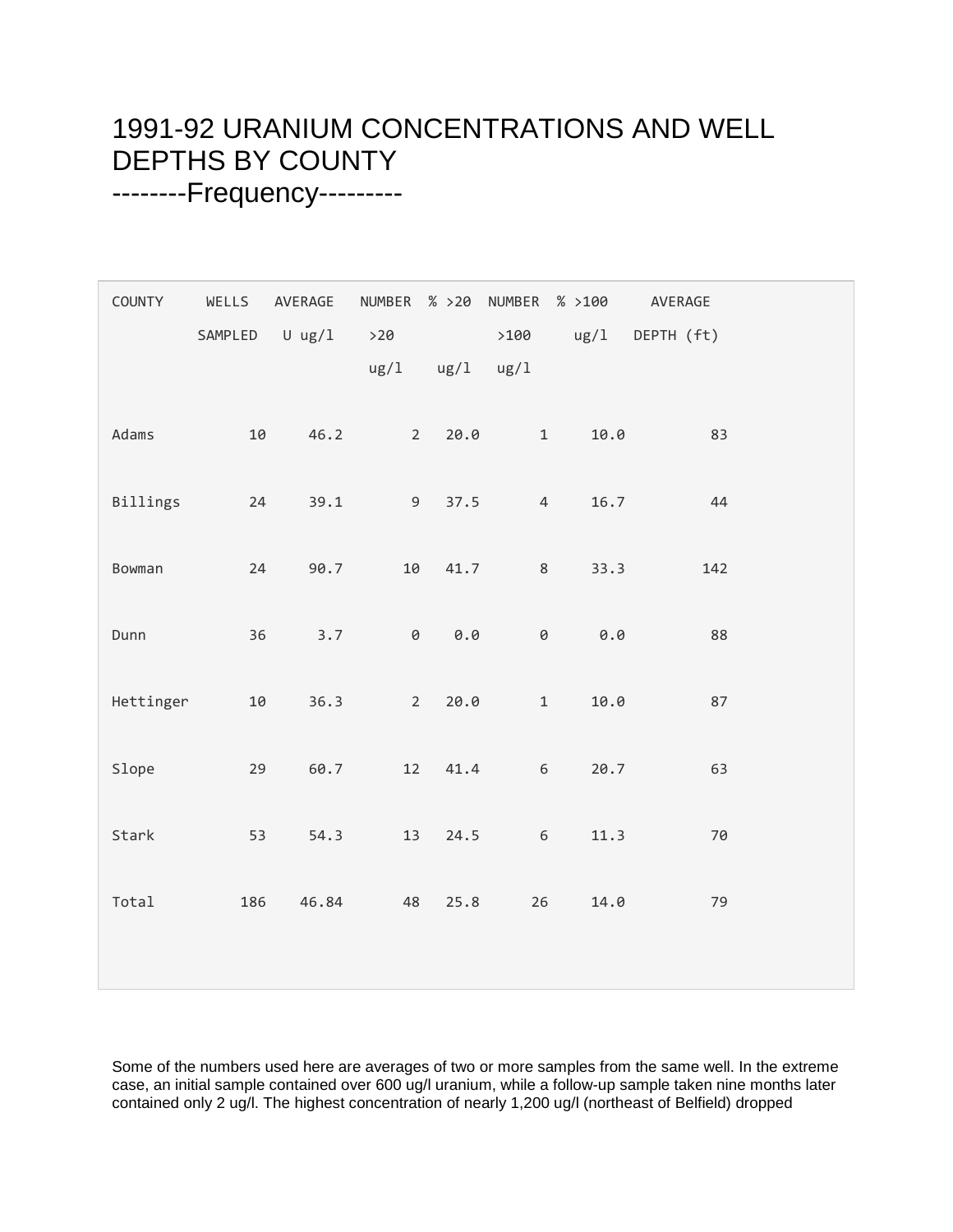# 1991-92 URANIUM CONCENTRATIONS AND WELL DEPTHS BY COUNTY

--------Frequency---------

| COUNTY | WELLS SAMPLED | AVERAGE U ug/l | NUMBER >20 ug/l | % >20 ug/l | NUMBER >100 ug/l | % >100 ug/l | AVERAGE DEPTH (ft) |
|---|---|---|---|---|---|---|---|
| Adams | 10 | 46.2 | 2 | 20.0 | 1 | 10.0 | 83 |
| Billings | 24 | 39.1 | 9 | 37.5 | 4 | 16.7 | 44 |
| Bowman | 24 | 90.7 | 10 | 41.7 | 8 | 33.3 | 142 |
| Dunn | 36 | 3.7 | 0 | 0.0 | 0 | 0.0 | 88 |
| Hettinger | 10 | 36.3 | 2 | 20.0 | 1 | 10.0 | 87 |
| Slope | 29 | 60.7 | 12 | 41.4 | 6 | 20.7 | 63 |
| Stark | 53 | 54.3 | 13 | 24.5 | 6 | 11.3 | 70 |
| Total | 186 | 46.84 | 48 | 25.8 | 26 | 14.0 | 79 |

Some of the numbers used here are averages of two or more samples from the same well. In the extreme case, an initial sample contained over 600 ug/l uranium, while a follow-up sample taken nine months later contained only 2 ug/l. The highest concentration of nearly 1,200 ug/l (northeast of Belfield) dropped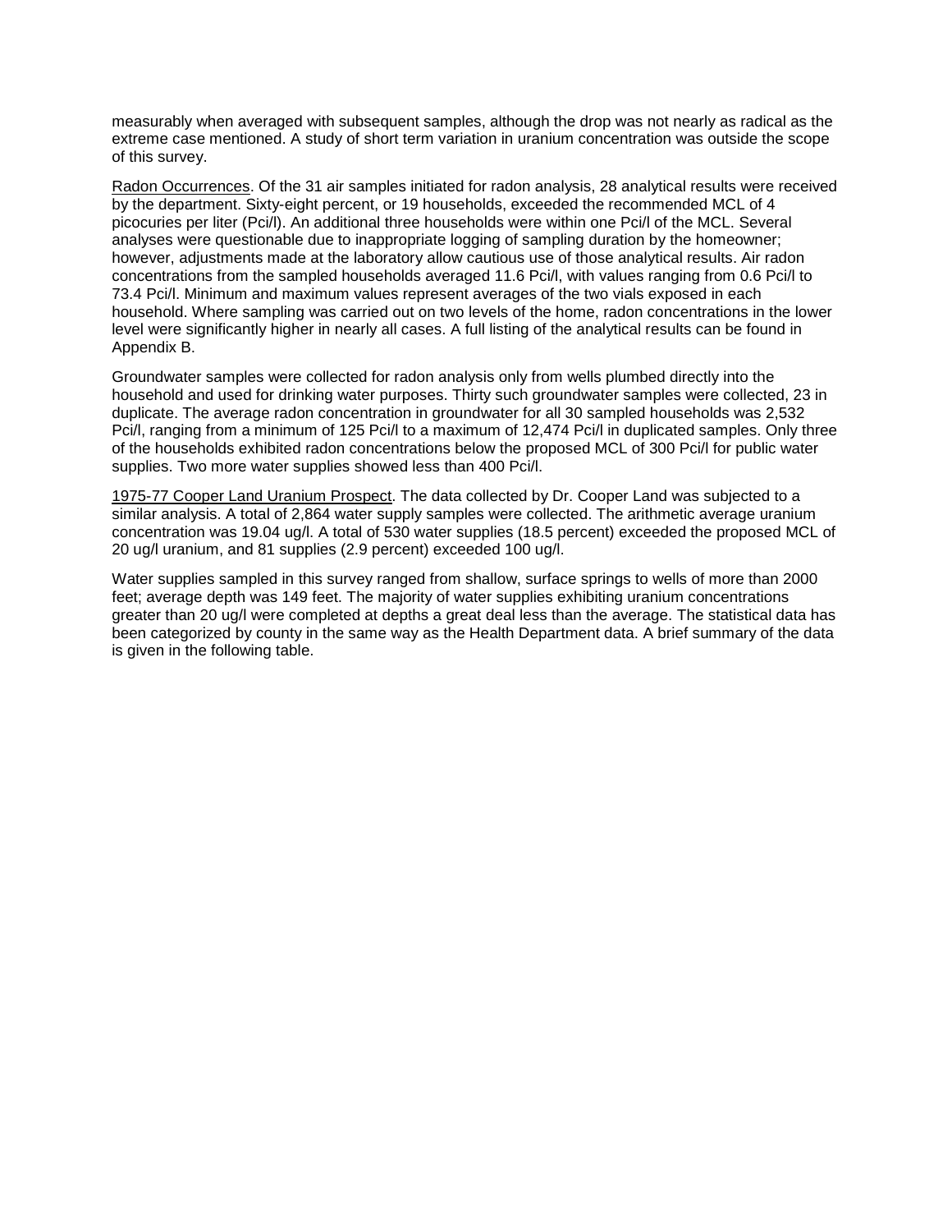measurably when averaged with subsequent samples, although the drop was not nearly as radical as the extreme case mentioned. A study of short term variation in uranium concentration was outside the scope of this survey.

<u>Radon Occurrences</u>. Of the 31 air samples initiated for radon analysis, 28 analytical results were received by the department. Sixty-eight percent, or 19 households, exceeded the recommended MCL of 4 picocuries per liter (Pci/l). An additional three households were within one Pci/l of the MCL. Several analyses were questionable due to inappropriate logging of sampling duration by the homeowner; however, adjustments made at the laboratory allow cautious use of those analytical results. Air radon concentrations from the sampled households averaged 11.6 Pci/l, with values ranging from 0.6 Pci/l to 73.4 Pci/l. Minimum and maximum values represent averages of the two vials exposed in each household. Where sampling was carried out on two levels of the home, radon concentrations in the lower level were significantly higher in nearly all cases. A full listing of the analytical results can be found in Appendix B.

Groundwater samples were collected for radon analysis only from wells plumbed directly into the household and used for drinking water purposes. Thirty such groundwater samples were collected, 23 in duplicate. The average radon concentration in groundwater for all 30 sampled households was 2,532 Pci/l, ranging from a minimum of 125 Pci/l to a maximum of 12,474 Pci/l in duplicated samples. Only three of the households exhibited radon concentrations below the proposed MCL of 300 Pci/l for public water supplies. Two more water supplies showed less than 400 Pci/l.

<u>1975-77 Cooper Land Uranium Prospect</u>. The data collected by Dr. Cooper Land was subjected to a similar analysis. A total of 2,864 water supply samples were collected. The arithmetic average uranium concentration was 19.04 ug/l. A total of 530 water supplies (18.5 percent) exceeded the proposed MCL of 20 ug/l uranium, and 81 supplies (2.9 percent) exceeded 100 ug/l.

Water supplies sampled in this survey ranged from shallow, surface springs to wells of more than 2000 feet; average depth was 149 feet. The majority of water supplies exhibiting uranium concentrations greater than 20 ug/l were completed at depths a great deal less than the average. The statistical data has been categorized by county in the same way as the Health Department data. A brief summary of the data is given in the following table.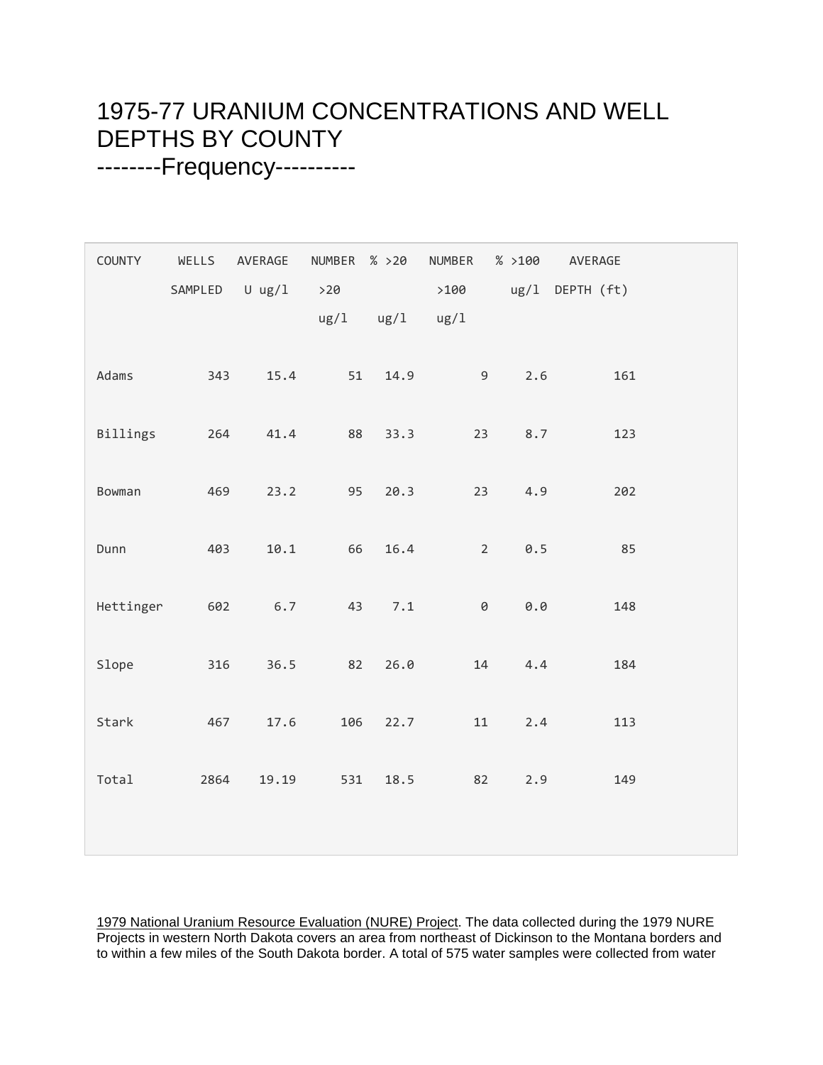# 1975-77 URANIUM CONCENTRATIONS AND WELL DEPTHS BY COUNTY

## --------Frequency----------

| COUNTY | WELLS SAMPLED | AVERAGE U ug/l | NUMBER >20 ug/l | % >20 ug/l | NUMBER >100 ug/l | % >100 ug/l | AVERAGE DEPTH (ft) |
|---|---|---|---|---|---|---|---|
| Adams | 343 | 15.4 | 51 | 14.9 | 9 | 2.6 | 161 |
| Billings | 264 | 41.4 | 88 | 33.3 | 23 | 8.7 | 123 |
| Bowman | 469 | 23.2 | 95 | 20.3 | 23 | 4.9 | 202 |
| Dunn | 403 | 10.1 | 66 | 16.4 | 2 | 0.5 | 85 |
| Hettinger | 602 | 6.7 | 43 | 7.1 | 0 | 0.0 | 148 |
| Slope | 316 | 36.5 | 82 | 26.0 | 14 | 4.4 | 184 |
| Stark | 467 | 17.6 | 106 | 22.7 | 11 | 2.4 | 113 |
| Total | 2864 | 19.19 | 531 | 18.5 | 82 | 2.9 | 149 |

1979 National Uranium Resource Evaluation (NURE) Project. The data collected during the 1979 NURE Projects in western North Dakota covers an area from northeast of Dickinson to the Montana borders and to within a few miles of the South Dakota border. A total of 575 water samples were collected from water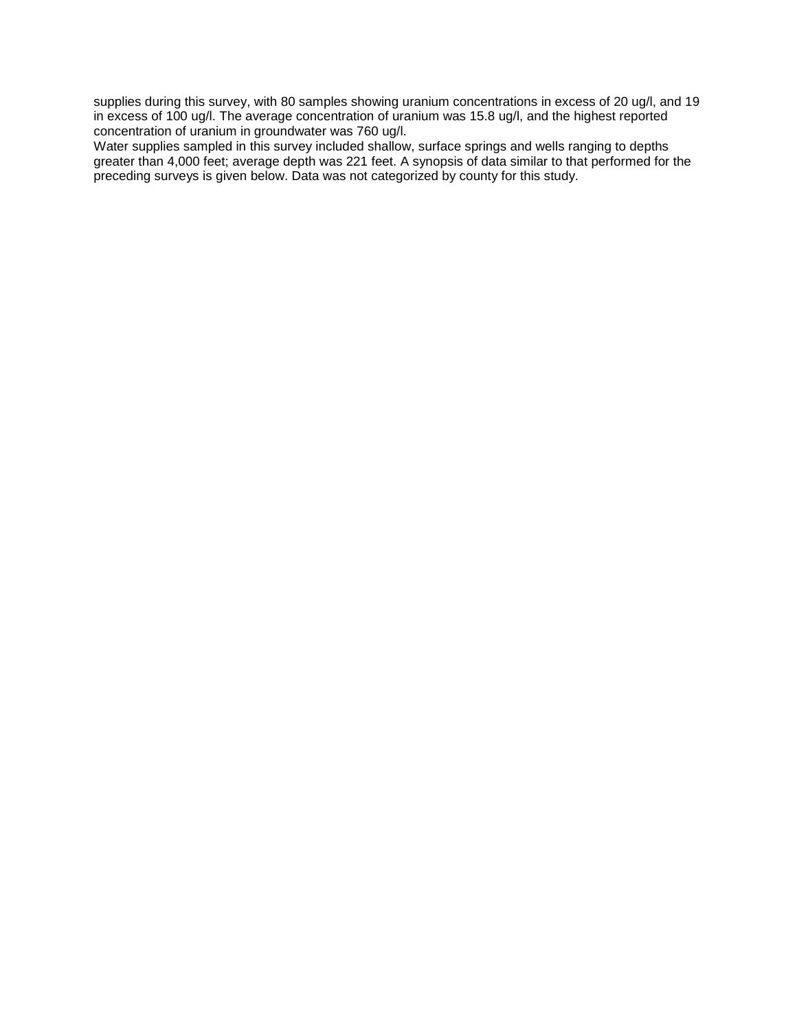supplies during this survey, with 80 samples showing uranium concentrations in excess of 20 ug/l, and 19 in excess of 100 ug/l. The average concentration of uranium was 15.8 ug/l, and the highest reported concentration of uranium in groundwater was 760 ug/l.

Water supplies sampled in this survey included shallow, surface springs and wells ranging to depths greater than 4,000 feet; average depth was 221 feet. A synopsis of data similar to that performed for the preceding surveys is given below. Data was not categorized by county for this study.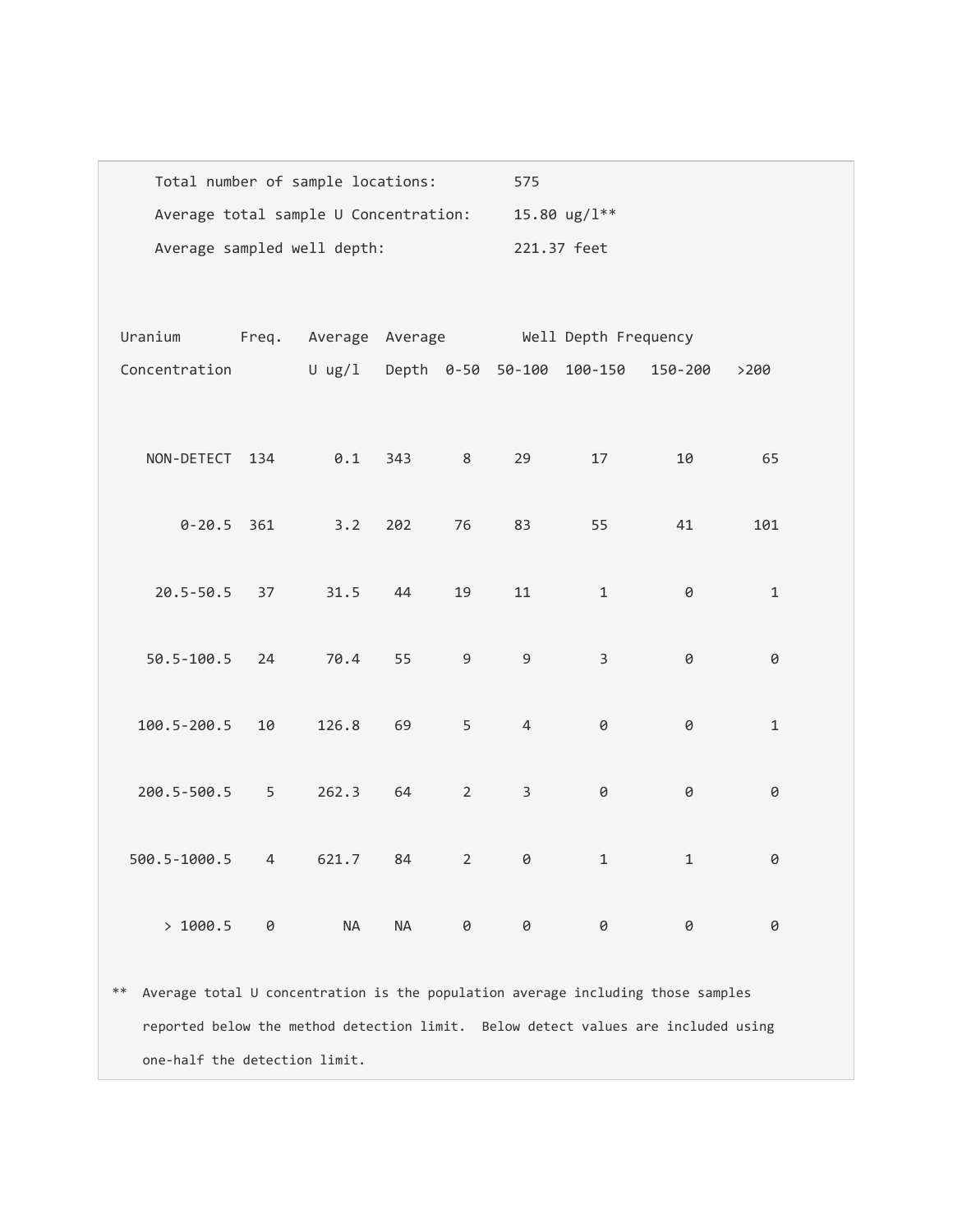Total number of sample locations: 575

Average total sample U Concentration: 15.80 ug/l**

Average sampled well depth: 221.37 feet

| Uranium Concentration | Freq. | Average U ug/l | Average Depth | Well Depth Frequency 0-50 | 50-100 | 100-150 | 150-200 | >200 |
|---|---|---|---|---|---|---|---|---|
| NON-DETECT | 134 | 0.1 | 343 | 8 | 29 | 17 | 10 | 65 |
| 0-20.5 | 361 | 3.2 | 202 | 76 | 83 | 55 | 41 | 101 |
| 20.5-50.5 | 37 | 31.5 | 44 | 19 | 11 | 1 | 0 | 1 |
| 50.5-100.5 | 24 | 70.4 | 55 | 9 | 9 | 3 | 0 | 0 |
| 100.5-200.5 | 10 | 126.8 | 69 | 5 | 4 | 0 | 0 | 1 |
| 200.5-500.5 | 5 | 262.3 | 64 | 2 | 3 | 0 | 0 | 0 |
| 500.5-1000.5 | 4 | 621.7 | 84 | 2 | 0 | 1 | 1 | 0 |
| > 1000.5 | 0 | NA | NA | 0 | 0 | 0 | 0 | 0 |

** Average total U concentration is the population average including those samples reported below the method detection limit. Below detect values are included using one-half the detection limit.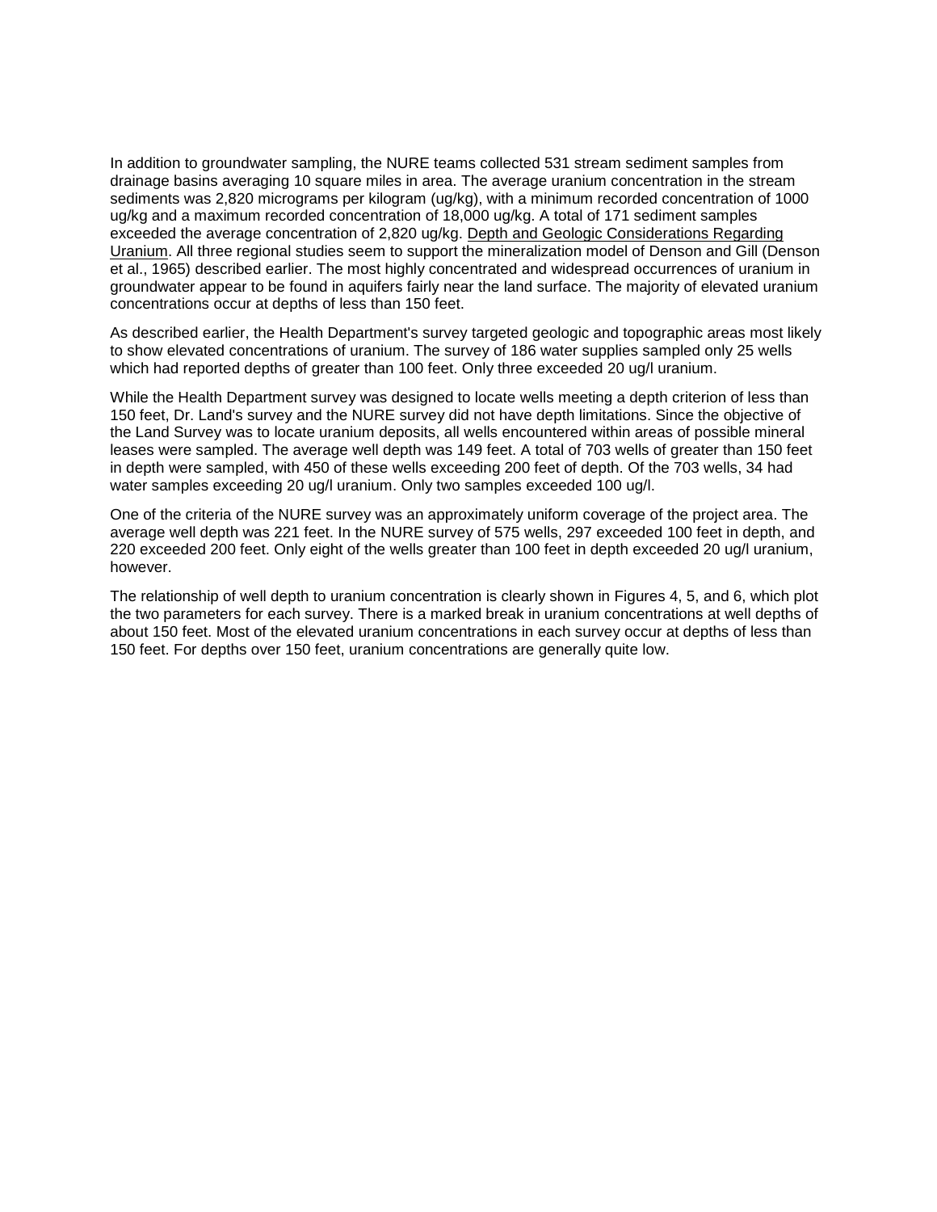In addition to groundwater sampling, the NURE teams collected 531 stream sediment samples from drainage basins averaging 10 square miles in area. The average uranium concentration in the stream sediments was 2,820 micrograms per kilogram (ug/kg), with a minimum recorded concentration of 1000 ug/kg and a maximum recorded concentration of 18,000 ug/kg. A total of 171 sediment samples exceeded the average concentration of 2,820 ug/kg. Depth and Geologic Considerations Regarding Uranium. All three regional studies seem to support the mineralization model of Denson and Gill (Denson et al., 1965) described earlier. The most highly concentrated and widespread occurrences of uranium in groundwater appear to be found in aquifers fairly near the land surface. The majority of elevated uranium concentrations occur at depths of less than 150 feet.

As described earlier, the Health Department's survey targeted geologic and topographic areas most likely to show elevated concentrations of uranium. The survey of 186 water supplies sampled only 25 wells which had reported depths of greater than 100 feet. Only three exceeded 20 ug/l uranium.

While the Health Department survey was designed to locate wells meeting a depth criterion of less than 150 feet, Dr. Land's survey and the NURE survey did not have depth limitations. Since the objective of the Land Survey was to locate uranium deposits, all wells encountered within areas of possible mineral leases were sampled. The average well depth was 149 feet. A total of 703 wells of greater than 150 feet in depth were sampled, with 450 of these wells exceeding 200 feet of depth. Of the 703 wells, 34 had water samples exceeding 20 ug/l uranium. Only two samples exceeded 100 ug/l.

One of the criteria of the NURE survey was an approximately uniform coverage of the project area. The average well depth was 221 feet. In the NURE survey of 575 wells, 297 exceeded 100 feet in depth, and 220 exceeded 200 feet. Only eight of the wells greater than 100 feet in depth exceeded 20 ug/l uranium, however.

The relationship of well depth to uranium concentration is clearly shown in Figures 4, 5, and 6, which plot the two parameters for each survey. There is a marked break in uranium concentrations at well depths of about 150 feet. Most of the elevated uranium concentrations in each survey occur at depths of less than 150 feet. For depths over 150 feet, uranium concentrations are generally quite low.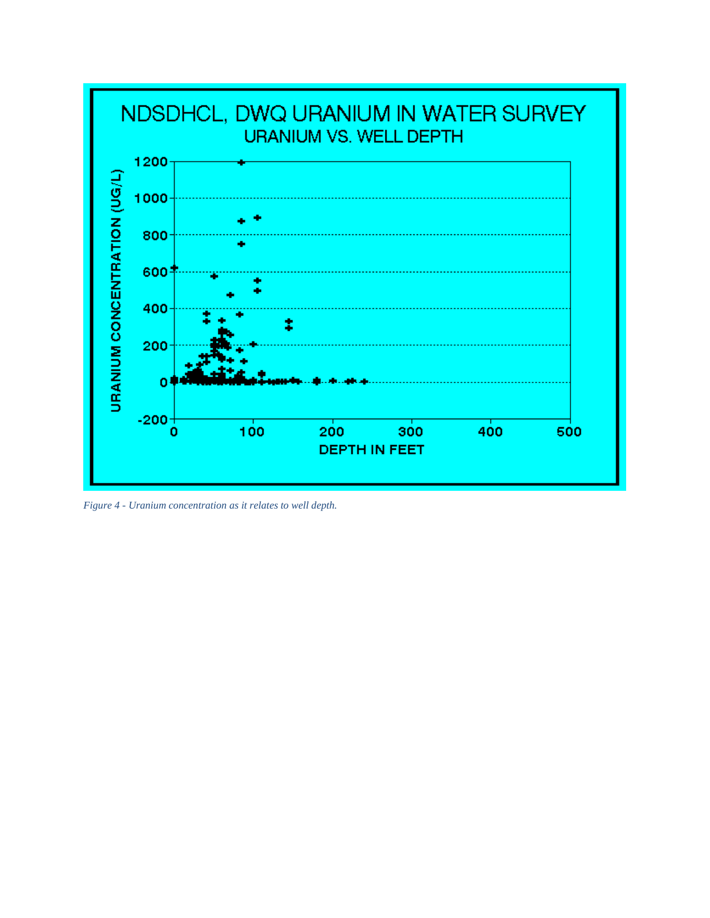*Figure 4 - Uranium concentration as it relates to well depth.*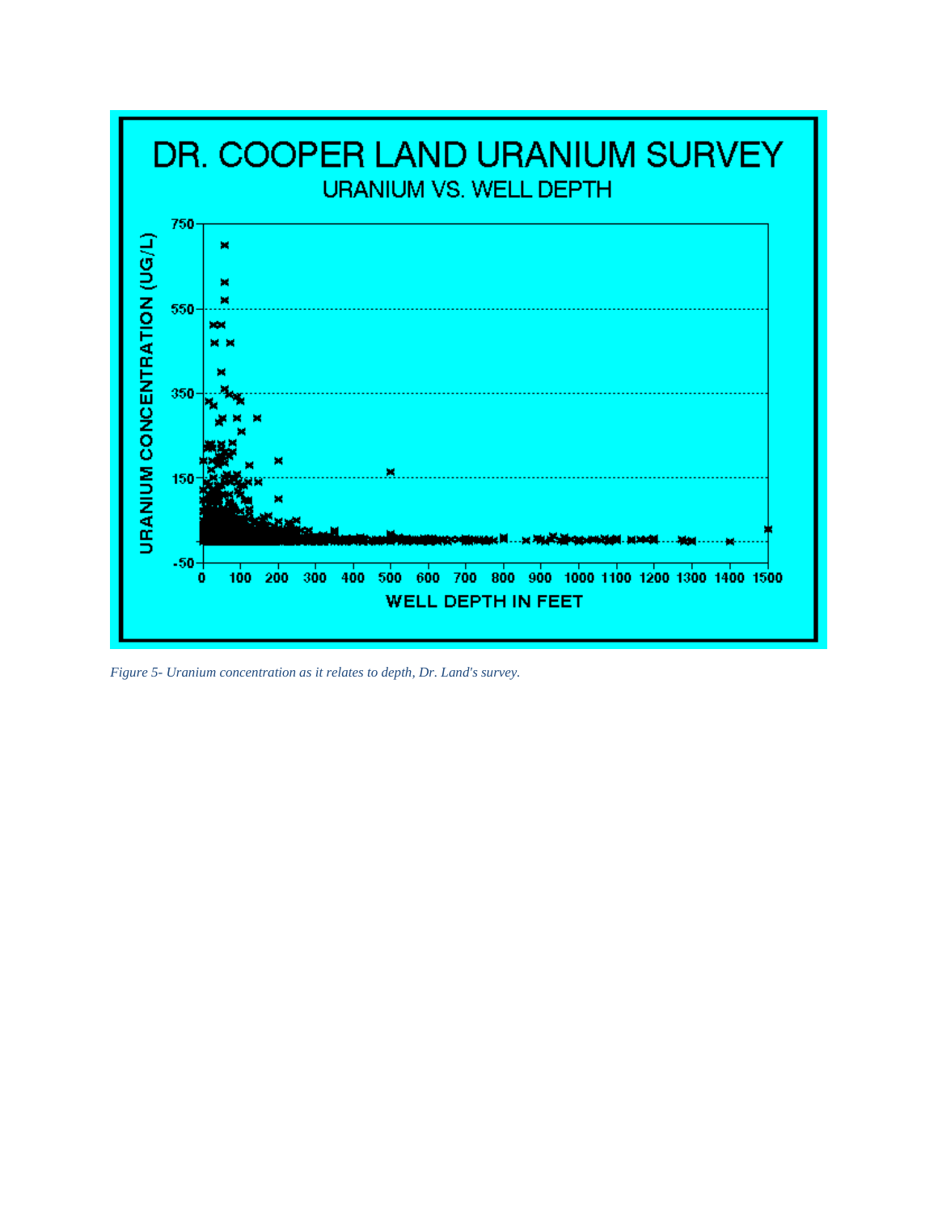# DR. COOPER LAND URANIUM SURVEY

## URANIUM VS. WELL DEPTH

URANIUM CONCENTRATION (UG/L)

750, 550, 350, 150, -50

0, 100, 200, 300, 400, 500, 600, 700, 800, 900, 1000, 1100, 1200, 1300, 1400, 1500

WELL DEPTH IN FEET

*Figure 5- Uranium concentration as it relates to depth, Dr. Land's survey.*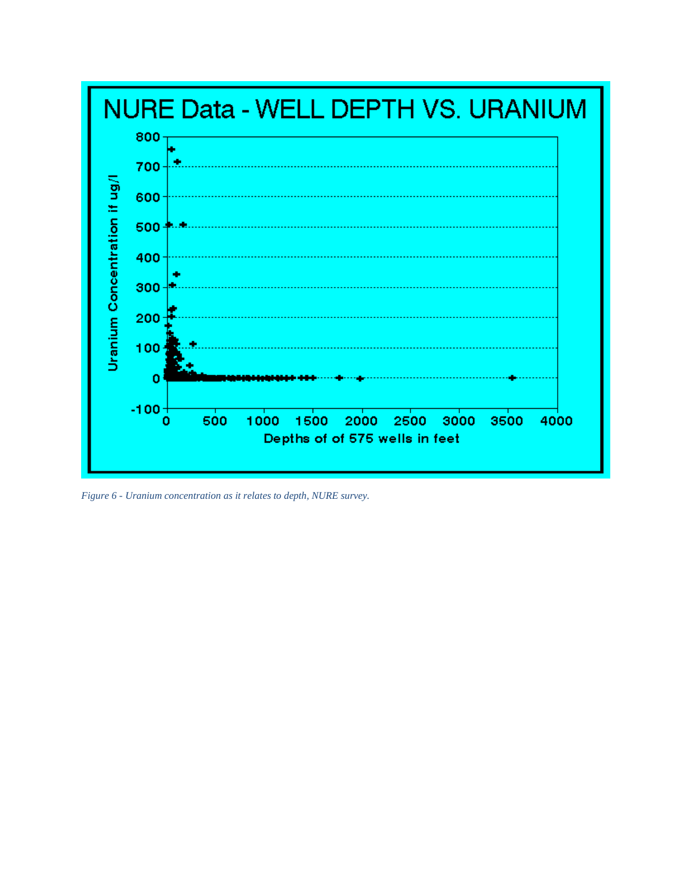*Figure 6 - Uranium concentration as it relates to depth, NURE survey.*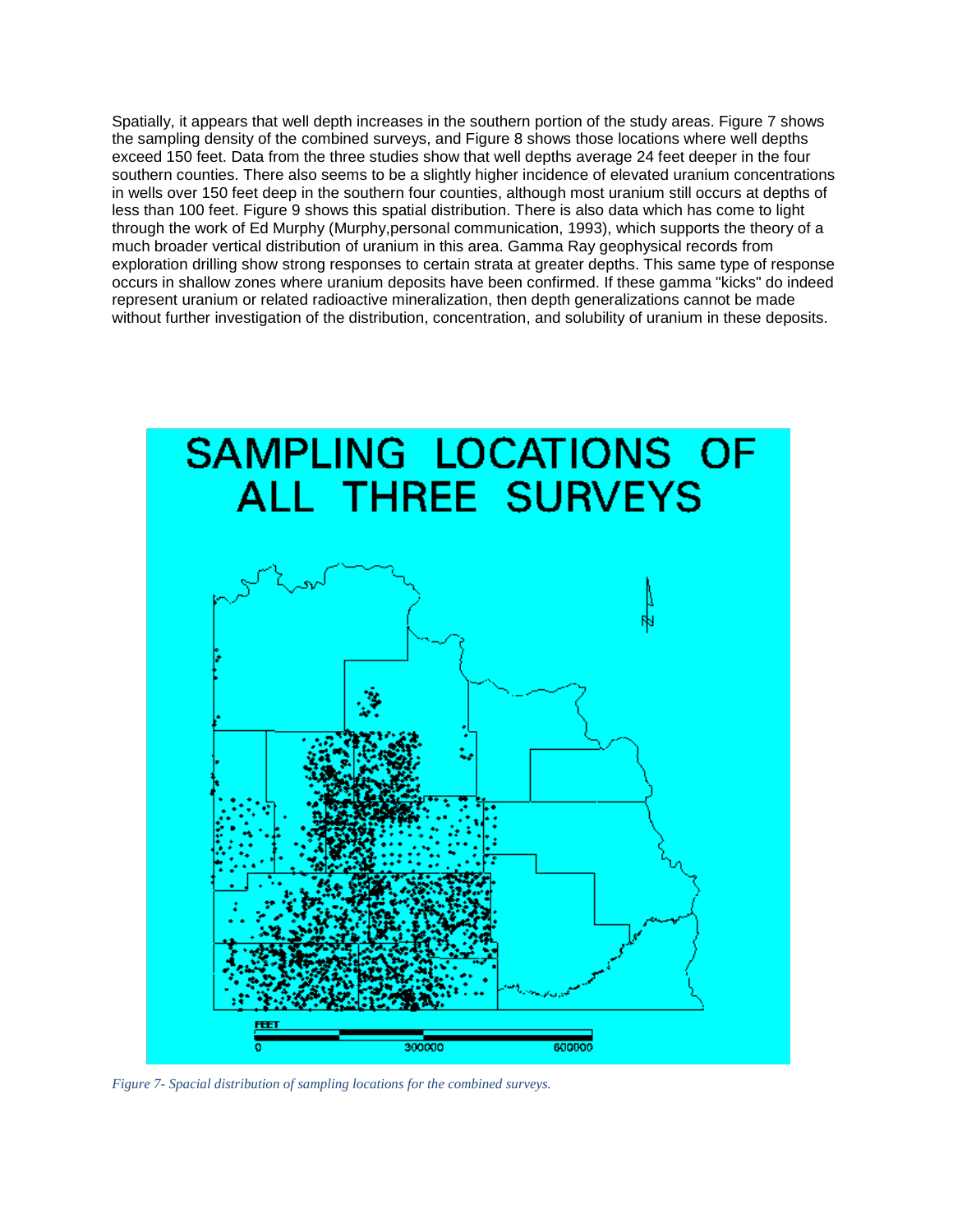Spatially, it appears that well depth increases in the southern portion of the study areas. Figure 7 shows the sampling density of the combined surveys, and Figure 8 shows those locations where well depths exceed 150 feet. Data from the three studies show that well depths average 24 feet deeper in the four southern counties. There also seems to be a slightly higher incidence of elevated uranium concentrations in wells over 150 feet deep in the southern four counties, although most uranium still occurs at depths of less than 100 feet. Figure 9 shows this spatial distribution. There is also data which has come to light through the work of Ed Murphy (Murphy,personal communication, 1993), which supports the theory of a much broader vertical distribution of uranium in this area. Gamma Ray geophysical records from exploration drilling show strong responses to certain strata at greater depths. This same type of response occurs in shallow zones where uranium deposits have been confirmed. If these gamma "kicks" do indeed represent uranium or related radioactive mineralization, then depth generalizations cannot be made without further investigation of the distribution, concentration, and solubility of uranium in these deposits.

SAMPLING LOCATIONS OF ALL THREE SURVEYS

FEET
0 300000 600000

*Figure 7- Spacial distribution of sampling locations for the combined surveys.*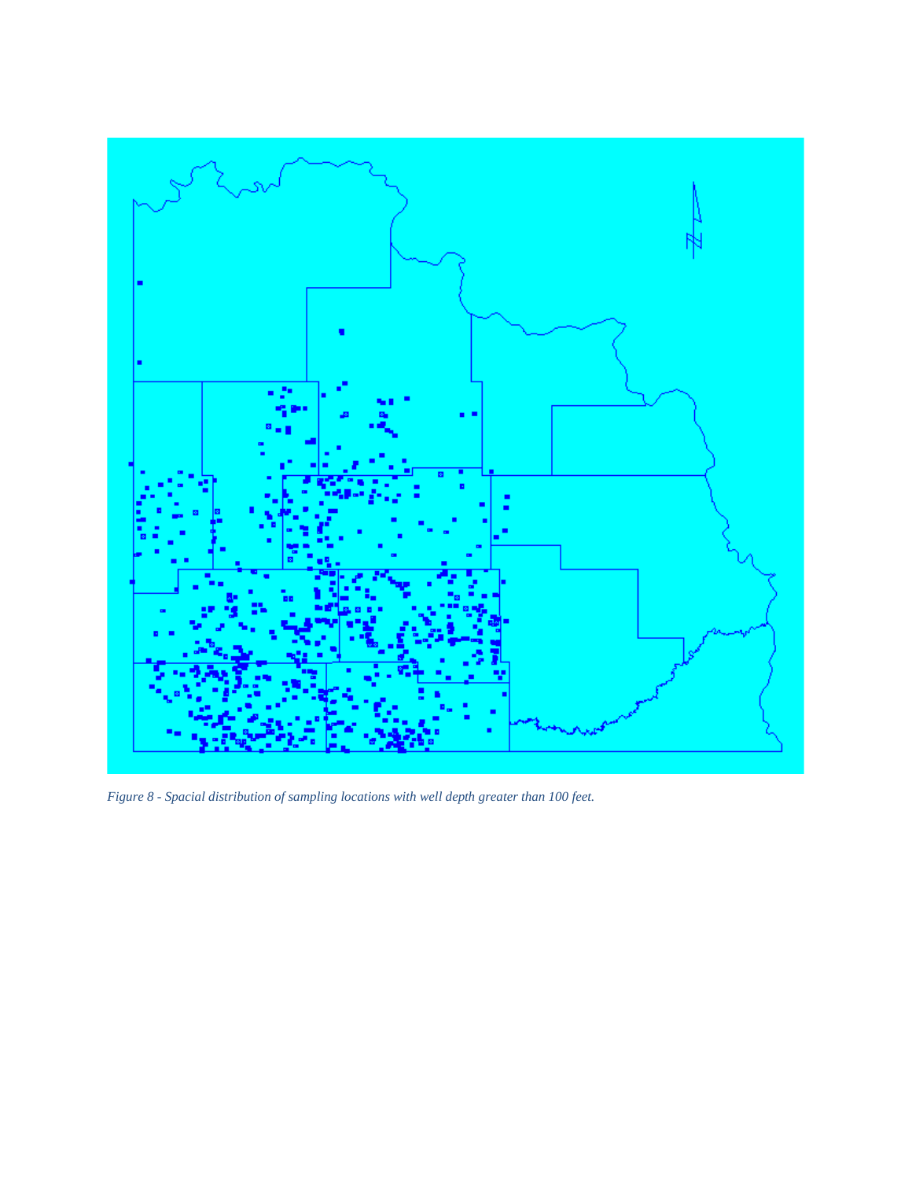*Figure 8 - Spacial distribution of sampling locations with well depth greater than 100 feet.*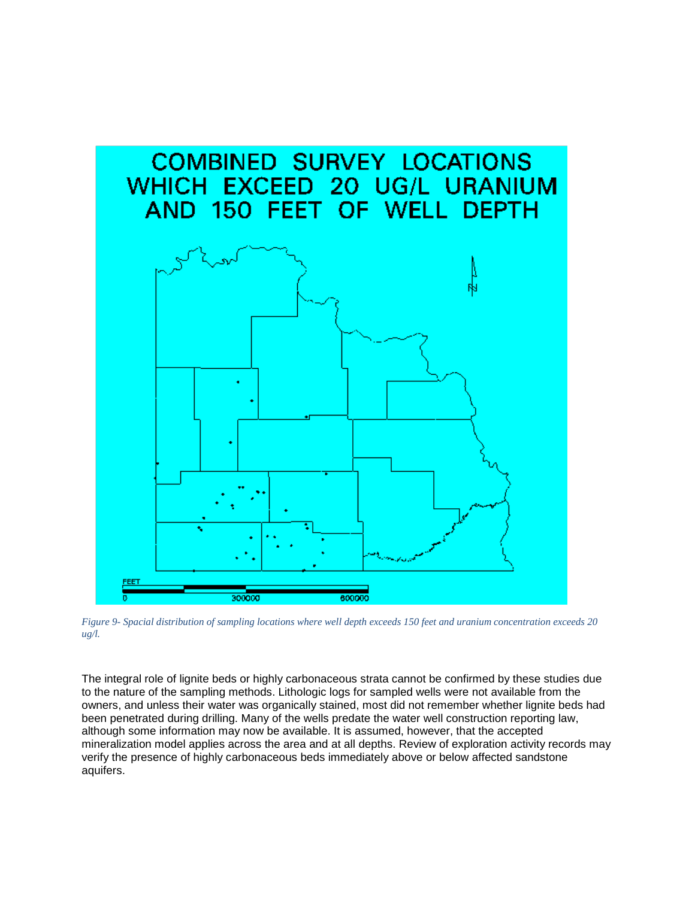*Figure 9- Spacial distribution of sampling locations where well depth exceeds 150 feet and uranium concentration exceeds 20 ug/l.*

The integral role of lignite beds or highly carbonaceous strata cannot be confirmed by these studies due to the nature of the sampling methods. Lithologic logs for sampled wells were not available from the owners, and unless their water was organically stained, most did not remember whether lignite beds had been penetrated during drilling. Many of the wells predate the water well construction reporting law, although some information may now be available. It is assumed, however, that the accepted mineralization model applies across the area and at all depths. Review of exploration activity records may verify the presence of highly carbonaceous beds immediately above or below affected sandstone aquifers.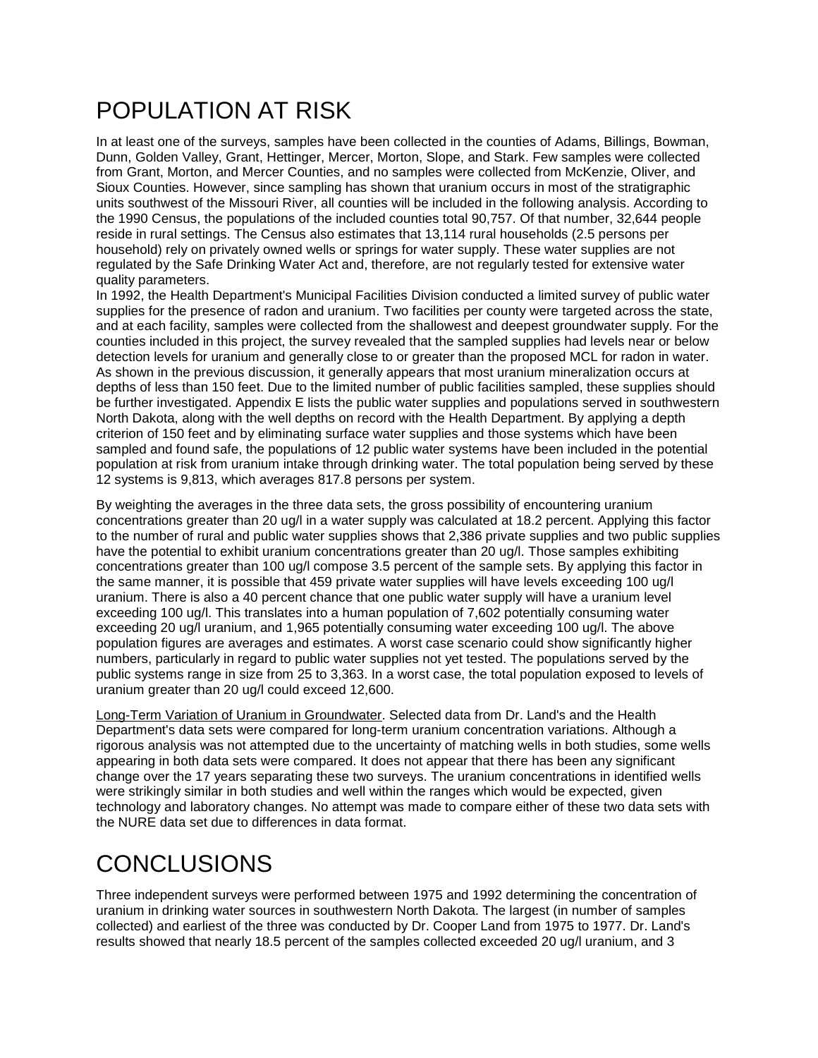# POPULATION AT RISK

In at least one of the surveys, samples have been collected in the counties of Adams, Billings, Bowman, Dunn, Golden Valley, Grant, Hettinger, Mercer, Morton, Slope, and Stark. Few samples were collected from Grant, Morton, and Mercer Counties, and no samples were collected from McKenzie, Oliver, and Sioux Counties. However, since sampling has shown that uranium occurs in most of the stratigraphic units southwest of the Missouri River, all counties will be included in the following analysis. According to the 1990 Census, the populations of the included counties total 90,757. Of that number, 32,644 people reside in rural settings. The Census also estimates that 13,114 rural households (2.5 persons per household) rely on privately owned wells or springs for water supply. These water supplies are not regulated by the Safe Drinking Water Act and, therefore, are not regularly tested for extensive water quality parameters.
In 1992, the Health Department's Municipal Facilities Division conducted a limited survey of public water supplies for the presence of radon and uranium. Two facilities per county were targeted across the state, and at each facility, samples were collected from the shallowest and deepest groundwater supply. For the counties included in this project, the survey revealed that the sampled supplies had levels near or below detection levels for uranium and generally close to or greater than the proposed MCL for radon in water. As shown in the previous discussion, it generally appears that most uranium mineralization occurs at depths of less than 150 feet. Due to the limited number of public facilities sampled, these supplies should be further investigated. Appendix E lists the public water supplies and populations served in southwestern North Dakota, along with the well depths on record with the Health Department. By applying a depth criterion of 150 feet and by eliminating surface water supplies and those systems which have been sampled and found safe, the populations of 12 public water systems have been included in the potential population at risk from uranium intake through drinking water. The total population being served by these 12 systems is 9,813, which averages 817.8 persons per system.

By weighting the averages in the three data sets, the gross possibility of encountering uranium concentrations greater than 20 ug/l in a water supply was calculated at 18.2 percent. Applying this factor to the number of rural and public water supplies shows that 2,386 private supplies and two public supplies have the potential to exhibit uranium concentrations greater than 20 ug/l. Those samples exhibiting concentrations greater than 100 ug/l compose 3.5 percent of the sample sets. By applying this factor in the same manner, it is possible that 459 private water supplies will have levels exceeding 100 ug/l uranium. There is also a 40 percent chance that one public water supply will have a uranium level exceeding 100 ug/l. This translates into a human population of 7,602 potentially consuming water exceeding 20 ug/l uranium, and 1,965 potentially consuming water exceeding 100 ug/l. The above population figures are averages and estimates. A worst case scenario could show significantly higher numbers, particularly in regard to public water supplies not yet tested. The populations served by the public systems range in size from 25 to 3,363. In a worst case, the total population exposed to levels of uranium greater than 20 ug/l could exceed 12,600.

Long-Term Variation of Uranium in Groundwater. Selected data from Dr. Land's and the Health Department's data sets were compared for long-term uranium concentration variations. Although a rigorous analysis was not attempted due to the uncertainty of matching wells in both studies, some wells appearing in both data sets were compared. It does not appear that there has been any significant change over the 17 years separating these two surveys. The uranium concentrations in identified wells were strikingly similar in both studies and well within the ranges which would be expected, given technology and laboratory changes. No attempt was made to compare either of these two data sets with the NURE data set due to differences in data format.

# CONCLUSIONS

Three independent surveys were performed between 1975 and 1992 determining the concentration of uranium in drinking water sources in southwestern North Dakota. The largest (in number of samples collected) and earliest of the three was conducted by Dr. Cooper Land from 1975 to 1977. Dr. Land's results showed that nearly 18.5 percent of the samples collected exceeded 20 ug/l uranium, and 3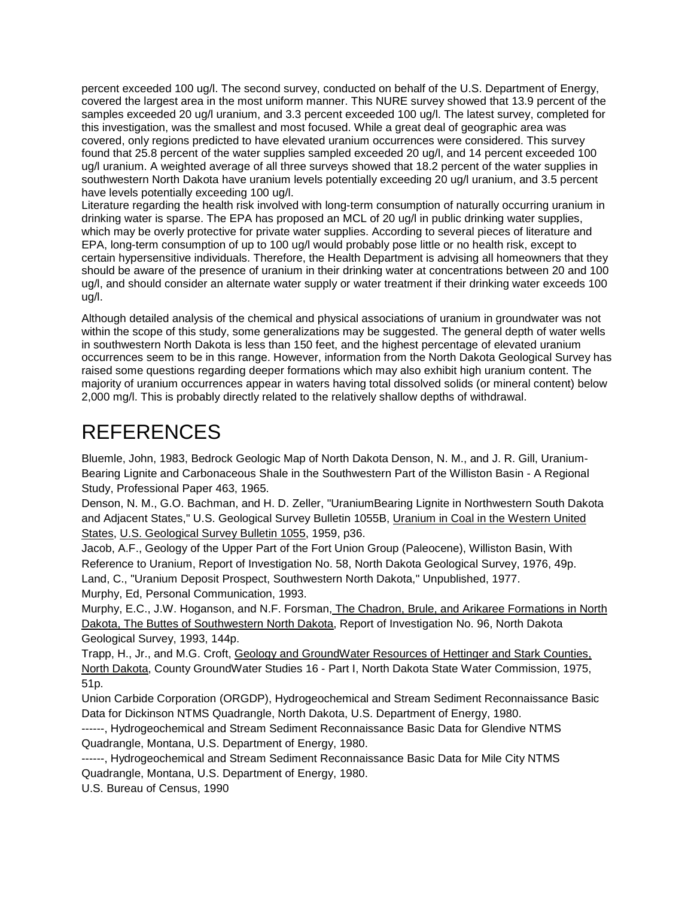percent exceeded 100 ug/l. The second survey, conducted on behalf of the U.S. Department of Energy, covered the largest area in the most uniform manner. This NURE survey showed that 13.9 percent of the samples exceeded 20 ug/l uranium, and 3.3 percent exceeded 100 ug/l. The latest survey, completed for this investigation, was the smallest and most focused. While a great deal of geographic area was covered, only regions predicted to have elevated uranium occurrences were considered. This survey found that 25.8 percent of the water supplies sampled exceeded 20 ug/l, and 14 percent exceeded 100 ug/l uranium. A weighted average of all three surveys showed that 18.2 percent of the water supplies in southwestern North Dakota have uranium levels potentially exceeding 20 ug/l uranium, and 3.5 percent have levels potentially exceeding 100 ug/l.

Literature regarding the health risk involved with long-term consumption of naturally occurring uranium in drinking water is sparse. The EPA has proposed an MCL of 20 ug/l in public drinking water supplies, which may be overly protective for private water supplies. According to several pieces of literature and EPA, long-term consumption of up to 100 ug/l would probably pose little or no health risk, except to certain hypersensitive individuals. Therefore, the Health Department is advising all homeowners that they should be aware of the presence of uranium in their drinking water at concentrations between 20 and 100 ug/l, and should consider an alternate water supply or water treatment if their drinking water exceeds 100 ug/l.

Although detailed analysis of the chemical and physical associations of uranium in groundwater was not within the scope of this study, some generalizations may be suggested. The general depth of water wells in southwestern North Dakota is less than 150 feet, and the highest percentage of elevated uranium occurrences seem to be in this range. However, information from the North Dakota Geological Survey has raised some questions regarding deeper formations which may also exhibit high uranium content. The majority of uranium occurrences appear in waters having total dissolved solids (or mineral content) below 2,000 mg/l. This is probably directly related to the relatively shallow depths of withdrawal.

# REFERENCES

Bluemle, John, 1983, Bedrock Geologic Map of North Dakota Denson, N. M., and J. R. Gill, Uranium-Bearing Lignite and Carbonaceous Shale in the Southwestern Part of the Williston Basin - A Regional Study, Professional Paper 463, 1965.

Denson, N. M., G.O. Bachman, and H. D. Zeller, "UraniumBearing Lignite in Northwestern South Dakota and Adjacent States," U.S. Geological Survey Bulletin 1055B, Uranium in Coal in the Western United States, U.S. Geological Survey Bulletin 1055, 1959, p36.

Jacob, A.F., Geology of the Upper Part of the Fort Union Group (Paleocene), Williston Basin, With Reference to Uranium, Report of Investigation No. 58, North Dakota Geological Survey, 1976, 49p.

Land, C., "Uranium Deposit Prospect, Southwestern North Dakota," Unpublished, 1977.

Murphy, Ed, Personal Communication, 1993.

Murphy, E.C., J.W. Hoganson, and N.F. Forsman, The Chadron, Brule, and Arikaree Formations in North Dakota, The Buttes of Southwestern North Dakota, Report of Investigation No. 96, North Dakota Geological Survey, 1993, 144p.

Trapp, H., Jr., and M.G. Croft, Geology and GroundWater Resources of Hettinger and Stark Counties, North Dakota, County GroundWater Studies 16 - Part I, North Dakota State Water Commission, 1975, 51p.

Union Carbide Corporation (ORGDP), Hydrogeochemical and Stream Sediment Reconnaissance Basic Data for Dickinson NTMS Quadrangle, North Dakota, U.S. Department of Energy, 1980.

------, Hydrogeochemical and Stream Sediment Reconnaissance Basic Data for Glendive NTMS Quadrangle, Montana, U.S. Department of Energy, 1980.

------, Hydrogeochemical and Stream Sediment Reconnaissance Basic Data for Mile City NTMS Quadrangle, Montana, U.S. Department of Energy, 1980.

U.S. Bureau of Census, 1990